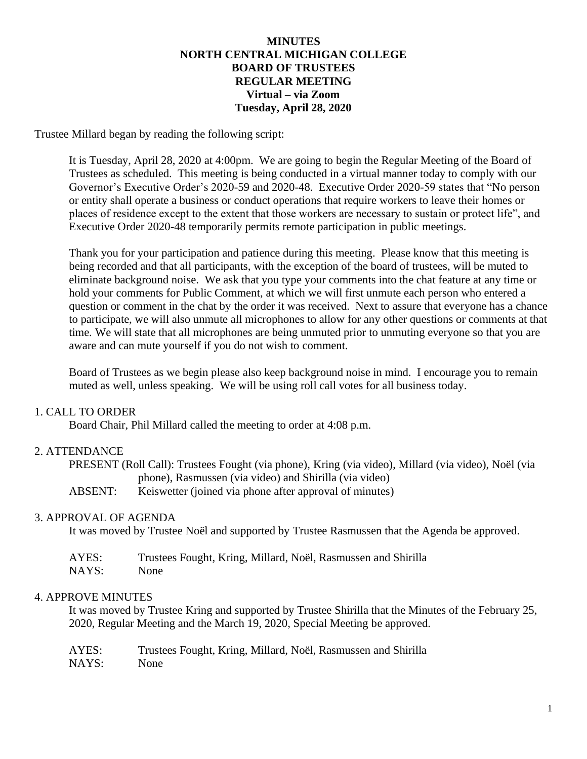# MINUTES
## NORTH CENTRAL MICHIGAN COLLEGE
## BOARD OF TRUSTEES
## REGULAR MEETING
### Virtual – via Zoom
### Tuesday, April 28, 2020

Trustee Millard began by reading the following script:

> It is Tuesday, April 28, 2020 at 4:00pm. We are going to begin the Regular Meeting of the Board of Trustees as scheduled. This meeting is being conducted in a virtual manner today to comply with our Governor's Executive Order's 2020-59 and 2020-48. Executive Order 2020-59 states that "No person or entity shall operate a business or conduct operations that require workers to leave their homes or places of residence except to the extent that those workers are necessary to sustain or protect life", and Executive Order 2020-48 temporarily permits remote participation in public meetings.
>
> Thank you for your participation and patience during this meeting. Please know that this meeting is being recorded and that all participants, with the exception of the board of trustees, will be muted to eliminate background noise. We ask that you type your comments into the chat feature at any time or hold your comments for Public Comment, at which we will first unmute each person who entered a question or comment in the chat by the order it was received. Next to assure that everyone has a chance to participate, we will also unmute all microphones to allow for any other questions or comments at that time. We will state that all microphones are being unmuted prior to unmuting everyone so that you are aware and can mute yourself if you do not wish to comment.
>
> Board of Trustees as we begin please also keep background noise in mind. I encourage you to remain muted as well, unless speaking. We will be using roll call votes for all business today.

1. CALL TO ORDER

Board Chair, Phil Millard called the meeting to order at 4:08 p.m.

2. ATTENDANCE

PRESENT (Roll Call): Trustees Fought (via phone), Kring (via video), Millard (via video), Noël (via phone), Rasmussen (via video) and Shirilla (via video)

ABSENT: Keiswetter (joined via phone after approval of minutes)

3. APPROVAL OF AGENDA

It was moved by Trustee Noël and supported by Trustee Rasmussen that the Agenda be approved.

AYES: Trustees Fought, Kring, Millard, Noël, Rasmussen and Shirilla

NAYS: None

4. APPROVE MINUTES

It was moved by Trustee Kring and supported by Trustee Shirilla that the Minutes of the February 25, 2020, Regular Meeting and the March 19, 2020, Special Meeting be approved.

AYES: Trustees Fought, Kring, Millard, Noël, Rasmussen and Shirilla

NAYS: None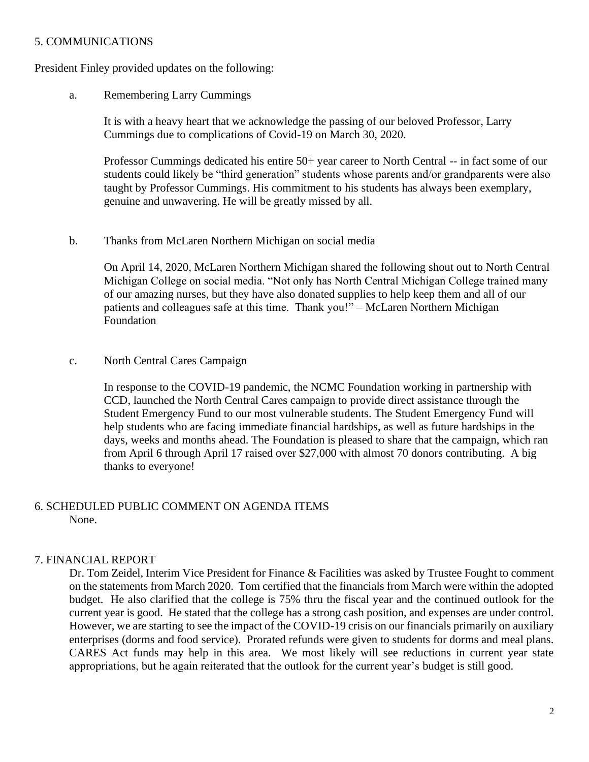## 5. COMMUNICATIONS

President Finley provided updates on the following:

a. Remembering Larry Cummings

It is with a heavy heart that we acknowledge the passing of our beloved Professor, Larry Cummings due to complications of Covid-19 on March 30, 2020.

Professor Cummings dedicated his entire 50+ year career to North Central -- in fact some of our students could likely be "third generation" students whose parents and/or grandparents were also taught by Professor Cummings. His commitment to his students has always been exemplary, genuine and unwavering. He will be greatly missed by all.

b. Thanks from McLaren Northern Michigan on social media

On April 14, 2020, McLaren Northern Michigan shared the following shout out to North Central Michigan College on social media. "Not only has North Central Michigan College trained many of our amazing nurses, but they have also donated supplies to help keep them and all of our patients and colleagues safe at this time. Thank you!" – McLaren Northern Michigan Foundation

c. North Central Cares Campaign

In response to the COVID-19 pandemic, the NCMC Foundation working in partnership with CCD, launched the North Central Cares campaign to provide direct assistance through the Student Emergency Fund to our most vulnerable students. The Student Emergency Fund will help students who are facing immediate financial hardships, as well as future hardships in the days, weeks and months ahead. The Foundation is pleased to share that the campaign, which ran from April 6 through April 17 raised over $27,000 with almost 70 donors contributing. A big thanks to everyone!

## 6. SCHEDULED PUBLIC COMMENT ON AGENDA ITEMS

None.

## 7. FINANCIAL REPORT

Dr. Tom Zeidel, Interim Vice President for Finance & Facilities was asked by Trustee Fought to comment on the statements from March 2020. Tom certified that the financials from March were within the adopted budget. He also clarified that the college is 75% thru the fiscal year and the continued outlook for the current year is good. He stated that the college has a strong cash position, and expenses are under control. However, we are starting to see the impact of the COVID-19 crisis on our financials primarily on auxiliary enterprises (dorms and food service). Prorated refunds were given to students for dorms and meal plans. CARES Act funds may help in this area. We most likely will see reductions in current year state appropriations, but he again reiterated that the outlook for the current year's budget is still good.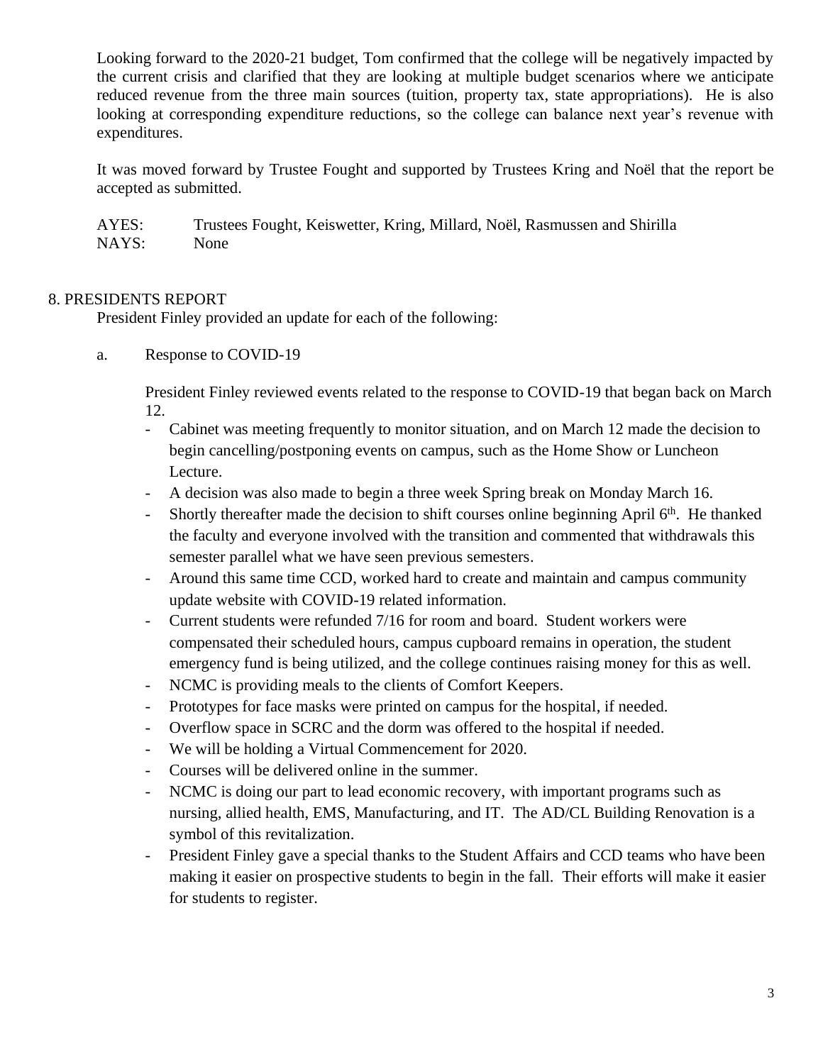Looking forward to the 2020-21 budget, Tom confirmed that the college will be negatively impacted by the current crisis and clarified that they are looking at multiple budget scenarios where we anticipate reduced revenue from the three main sources (tuition, property tax, state appropriations). He is also looking at corresponding expenditure reductions, so the college can balance next year's revenue with expenditures.

It was moved forward by Trustee Fought and supported by Trustees Kring and Noël that the report be accepted as submitted.

AYES: Trustees Fought, Keiswetter, Kring, Millard, Noël, Rasmussen and Shirilla
NAYS: None

## 8. PRESIDENTS REPORT

President Finley provided an update for each of the following:

a. Response to COVID-19

President Finley reviewed events related to the response to COVID-19 that began back on March 12.

- Cabinet was meeting frequently to monitor situation, and on March 12 made the decision to begin cancelling/postponing events on campus, such as the Home Show or Luncheon Lecture.
- A decision was also made to begin a three week Spring break on Monday March 16.
- Shortly thereafter made the decision to shift courses online beginning April 6th. He thanked the faculty and everyone involved with the transition and commented that withdrawals this semester parallel what we have seen previous semesters.
- Around this same time CCD, worked hard to create and maintain and campus community update website with COVID-19 related information.
- Current students were refunded 7/16 for room and board. Student workers were compensated their scheduled hours, campus cupboard remains in operation, the student emergency fund is being utilized, and the college continues raising money for this as well.
- NCMC is providing meals to the clients of Comfort Keepers.
- Prototypes for face masks were printed on campus for the hospital, if needed.
- Overflow space in SCRC and the dorm was offered to the hospital if needed.
- We will be holding a Virtual Commencement for 2020.
- Courses will be delivered online in the summer.
- NCMC is doing our part to lead economic recovery, with important programs such as nursing, allied health, EMS, Manufacturing, and IT. The AD/CL Building Renovation is a symbol of this revitalization.
- President Finley gave a special thanks to the Student Affairs and CCD teams who have been making it easier on prospective students to begin in the fall. Their efforts will make it easier for students to register.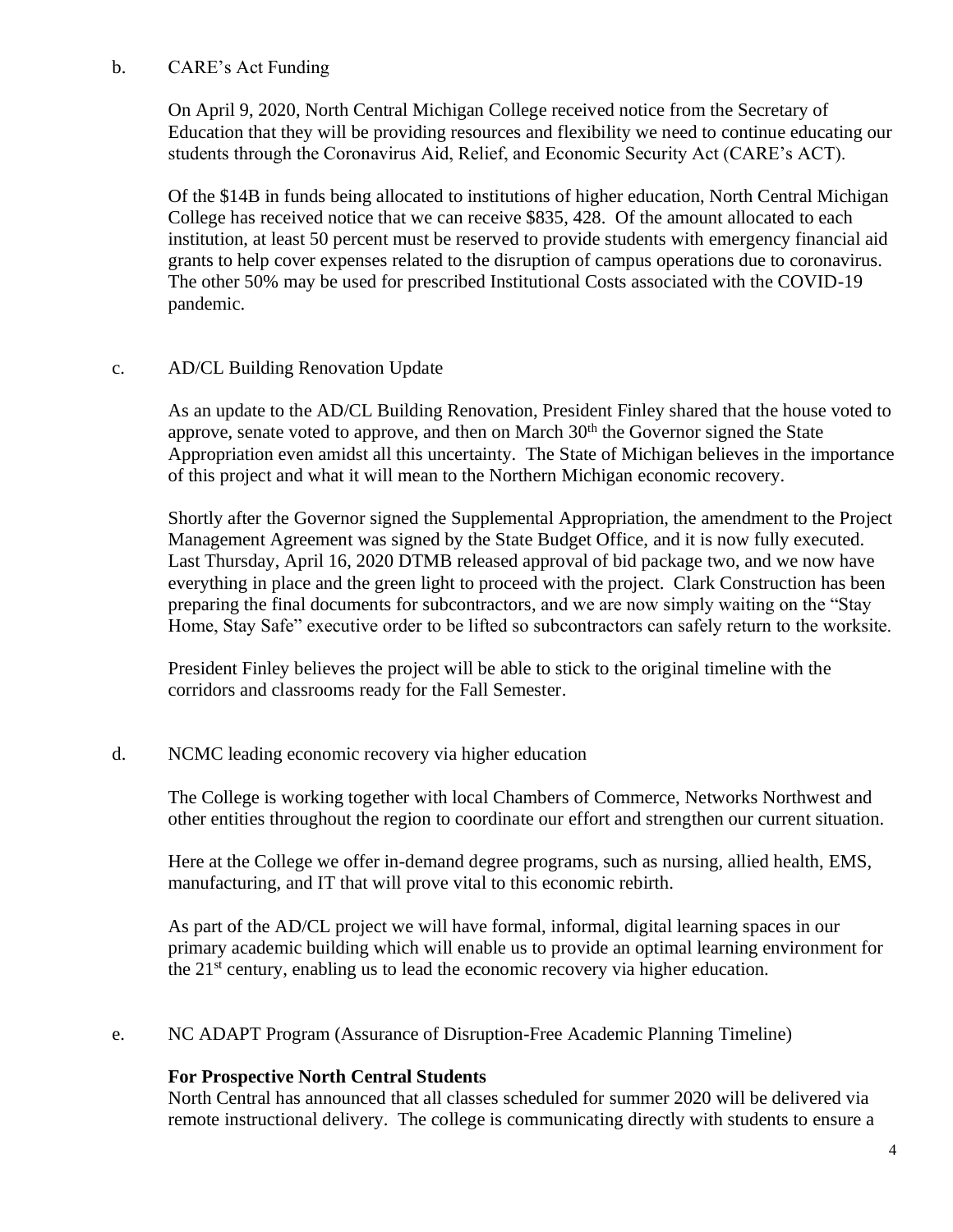b. CARE's Act Funding

On April 9, 2020, North Central Michigan College received notice from the Secretary of Education that they will be providing resources and flexibility we need to continue educating our students through the Coronavirus Aid, Relief, and Economic Security Act (CARE's ACT).

Of the $14B in funds being allocated to institutions of higher education, North Central Michigan College has received notice that we can receive $835, 428. Of the amount allocated to each institution, at least 50 percent must be reserved to provide students with emergency financial aid grants to help cover expenses related to the disruption of campus operations due to coronavirus. The other 50% may be used for prescribed Institutional Costs associated with the COVID-19 pandemic.

c. AD/CL Building Renovation Update

As an update to the AD/CL Building Renovation, President Finley shared that the house voted to approve, senate voted to approve, and then on March 30th the Governor signed the State Appropriation even amidst all this uncertainty. The State of Michigan believes in the importance of this project and what it will mean to the Northern Michigan economic recovery.

Shortly after the Governor signed the Supplemental Appropriation, the amendment to the Project Management Agreement was signed by the State Budget Office, and it is now fully executed. Last Thursday, April 16, 2020 DTMB released approval of bid package two, and we now have everything in place and the green light to proceed with the project. Clark Construction has been preparing the final documents for subcontractors, and we are now simply waiting on the "Stay Home, Stay Safe" executive order to be lifted so subcontractors can safely return to the worksite.

President Finley believes the project will be able to stick to the original timeline with the corridors and classrooms ready for the Fall Semester.

d. NCMC leading economic recovery via higher education

The College is working together with local Chambers of Commerce, Networks Northwest and other entities throughout the region to coordinate our effort and strengthen our current situation.

Here at the College we offer in-demand degree programs, such as nursing, allied health, EMS, manufacturing, and IT that will prove vital to this economic rebirth.

As part of the AD/CL project we will have formal, informal, digital learning spaces in our primary academic building which will enable us to provide an optimal learning environment for the 21st century, enabling us to lead the economic recovery via higher education.

e. NC ADAPT Program (Assurance of Disruption-Free Academic Planning Timeline)

**For Prospective North Central Students**
North Central has announced that all classes scheduled for summer 2020 will be delivered via remote instructional delivery. The college is communicating directly with students to ensure a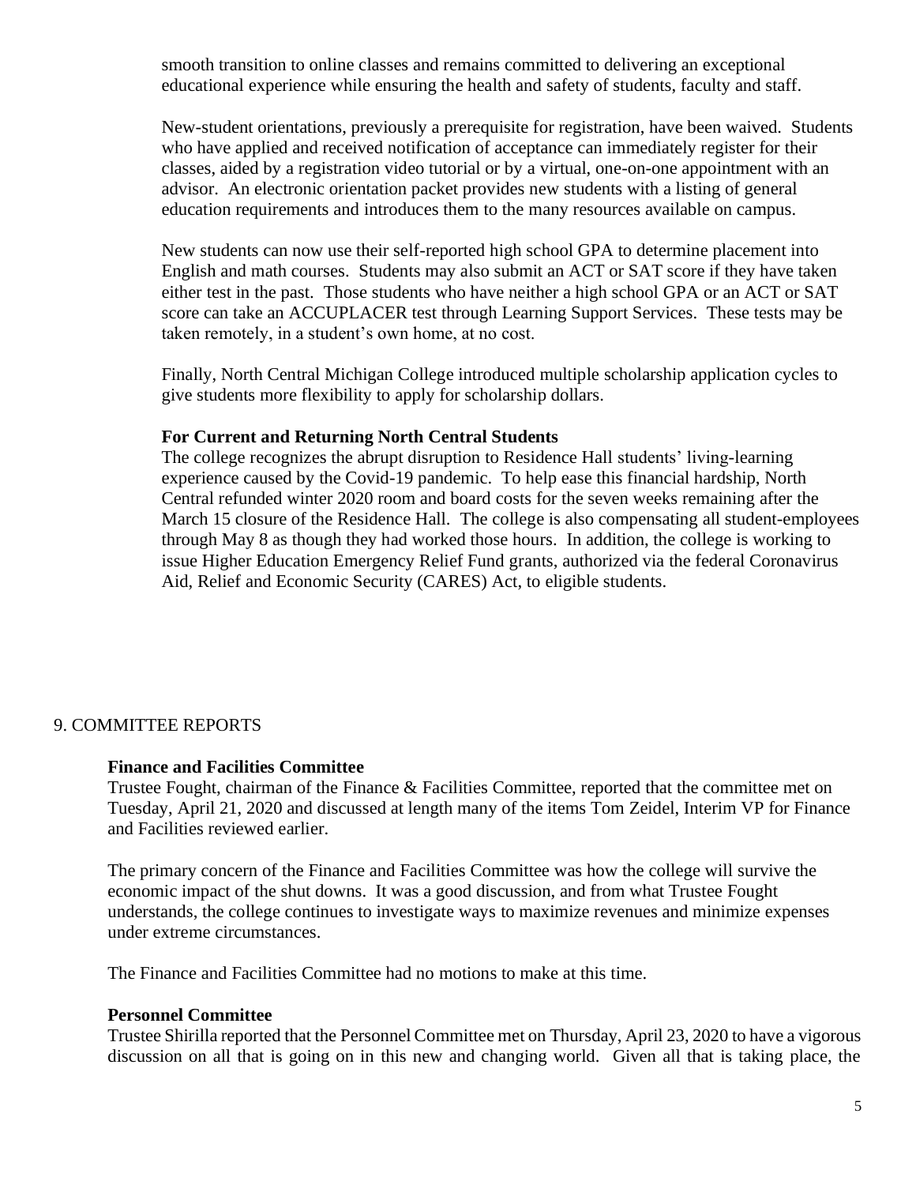smooth transition to online classes and remains committed to delivering an exceptional educational experience while ensuring the health and safety of students, faculty and staff.

New-student orientations, previously a prerequisite for registration, have been waived. Students who have applied and received notification of acceptance can immediately register for their classes, aided by a registration video tutorial or by a virtual, one-on-one appointment with an advisor. An electronic orientation packet provides new students with a listing of general education requirements and introduces them to the many resources available on campus.

New students can now use their self-reported high school GPA to determine placement into English and math courses. Students may also submit an ACT or SAT score if they have taken either test in the past. Those students who have neither a high school GPA or an ACT or SAT score can take an ACCUPLACER test through Learning Support Services. These tests may be taken remotely, in a student's own home, at no cost.

Finally, North Central Michigan College introduced multiple scholarship application cycles to give students more flexibility to apply for scholarship dollars.

**For Current and Returning North Central Students**

The college recognizes the abrupt disruption to Residence Hall students' living-learning experience caused by the Covid-19 pandemic. To help ease this financial hardship, North Central refunded winter 2020 room and board costs for the seven weeks remaining after the March 15 closure of the Residence Hall. The college is also compensating all student-employees through May 8 as though they had worked those hours. In addition, the college is working to issue Higher Education Emergency Relief Fund grants, authorized via the federal Coronavirus Aid, Relief and Economic Security (CARES) Act, to eligible students.

## 9. COMMITTEE REPORTS

**Finance and Facilities Committee**

Trustee Fought, chairman of the Finance & Facilities Committee, reported that the committee met on Tuesday, April 21, 2020 and discussed at length many of the items Tom Zeidel, Interim VP for Finance and Facilities reviewed earlier.

The primary concern of the Finance and Facilities Committee was how the college will survive the economic impact of the shut downs. It was a good discussion, and from what Trustee Fought understands, the college continues to investigate ways to maximize revenues and minimize expenses under extreme circumstances.

The Finance and Facilities Committee had no motions to make at this time.

**Personnel Committee**

Trustee Shirilla reported that the Personnel Committee met on Thursday, April 23, 2020 to have a vigorous discussion on all that is going on in this new and changing world. Given all that is taking place, the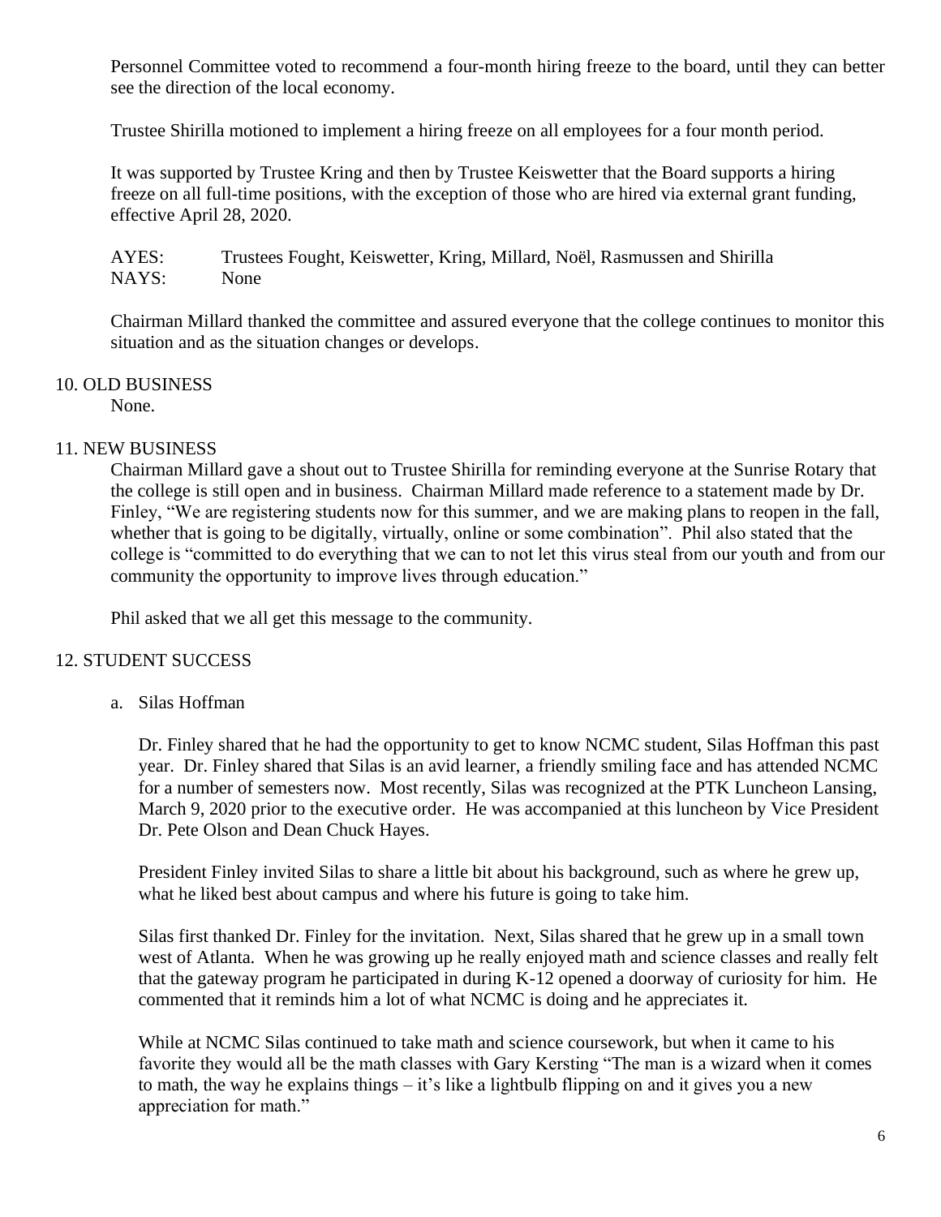Personnel Committee voted to recommend a four-month hiring freeze to the board, until they can better see the direction of the local economy.

Trustee Shirilla motioned to implement a hiring freeze on all employees for a four month period.

It was supported by Trustee Kring and then by Trustee Keiswetter that the Board supports a hiring freeze on all full-time positions, with the exception of those who are hired via external grant funding, effective April 28, 2020.

AYES: Trustees Fought, Keiswetter, Kring, Millard, Noël, Rasmussen and Shirilla
NAYS: None

Chairman Millard thanked the committee and assured everyone that the college continues to monitor this situation and as the situation changes or develops.

## 10. OLD BUSINESS

None.

## 11. NEW BUSINESS

Chairman Millard gave a shout out to Trustee Shirilla for reminding everyone at the Sunrise Rotary that the college is still open and in business. Chairman Millard made reference to a statement made by Dr. Finley, "We are registering students now for this summer, and we are making plans to reopen in the fall, whether that is going to be digitally, virtually, online or some combination". Phil also stated that the college is "committed to do everything that we can to not let this virus steal from our youth and from our community the opportunity to improve lives through education."

Phil asked that we all get this message to the community.

## 12. STUDENT SUCCESS

a. Silas Hoffman

Dr. Finley shared that he had the opportunity to get to know NCMC student, Silas Hoffman this past year. Dr. Finley shared that Silas is an avid learner, a friendly smiling face and has attended NCMC for a number of semesters now. Most recently, Silas was recognized at the PTK Luncheon Lansing, March 9, 2020 prior to the executive order. He was accompanied at this luncheon by Vice President Dr. Pete Olson and Dean Chuck Hayes.

President Finley invited Silas to share a little bit about his background, such as where he grew up, what he liked best about campus and where his future is going to take him.

Silas first thanked Dr. Finley for the invitation. Next, Silas shared that he grew up in a small town west of Atlanta. When he was growing up he really enjoyed math and science classes and really felt that the gateway program he participated in during K-12 opened a doorway of curiosity for him. He commented that it reminds him a lot of what NCMC is doing and he appreciates it.

While at NCMC Silas continued to take math and science coursework, but when it came to his favorite they would all be the math classes with Gary Kersting "The man is a wizard when it comes to math, the way he explains things – it's like a lightbulb flipping on and it gives you a new appreciation for math."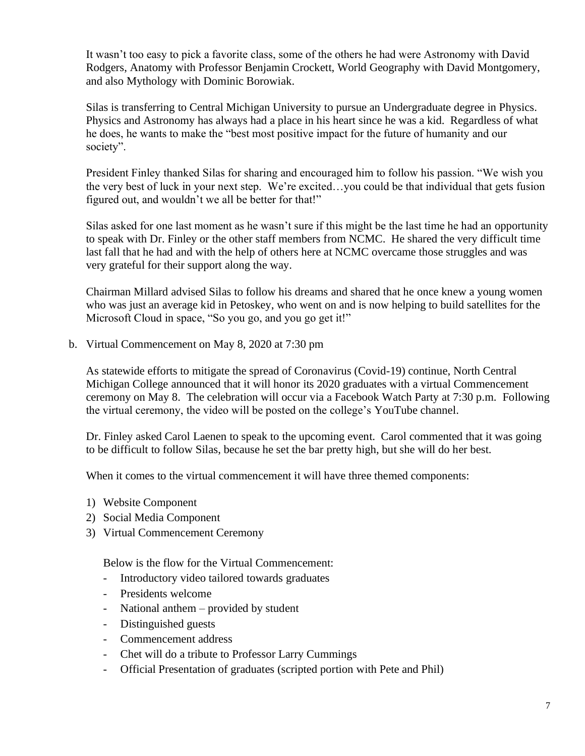It wasn't too easy to pick a favorite class, some of the others he had were Astronomy with David Rodgers, Anatomy with Professor Benjamin Crockett, World Geography with David Montgomery, and also Mythology with Dominic Borowiak.

Silas is transferring to Central Michigan University to pursue an Undergraduate degree in Physics. Physics and Astronomy has always had a place in his heart since he was a kid. Regardless of what he does, he wants to make the "best most positive impact for the future of humanity and our society".

President Finley thanked Silas for sharing and encouraged him to follow his passion. "We wish you the very best of luck in your next step. We're excited…you could be that individual that gets fusion figured out, and wouldn't we all be better for that!"

Silas asked for one last moment as he wasn't sure if this might be the last time he had an opportunity to speak with Dr. Finley or the other staff members from NCMC. He shared the very difficult time last fall that he had and with the help of others here at NCMC overcame those struggles and was very grateful for their support along the way.

Chairman Millard advised Silas to follow his dreams and shared that he once knew a young women who was just an average kid in Petoskey, who went on and is now helping to build satellites for the Microsoft Cloud in space, "So you go, and you go get it!"

b. Virtual Commencement on May 8, 2020 at 7:30 pm

As statewide efforts to mitigate the spread of Coronavirus (Covid-19) continue, North Central Michigan College announced that it will honor its 2020 graduates with a virtual Commencement ceremony on May 8. The celebration will occur via a Facebook Watch Party at 7:30 p.m. Following the virtual ceremony, the video will be posted on the college's YouTube channel.

Dr. Finley asked Carol Laenen to speak to the upcoming event. Carol commented that it was going to be difficult to follow Silas, because he set the bar pretty high, but she will do her best.

When it comes to the virtual commencement it will have three themed components:

1) Website Component
2) Social Media Component
3) Virtual Commencement Ceremony

Below is the flow for the Virtual Commencement:

- Introductory video tailored towards graduates
- Presidents welcome
- National anthem – provided by student
- Distinguished guests
- Commencement address
- Chet will do a tribute to Professor Larry Cummings
- Official Presentation of graduates (scripted portion with Pete and Phil)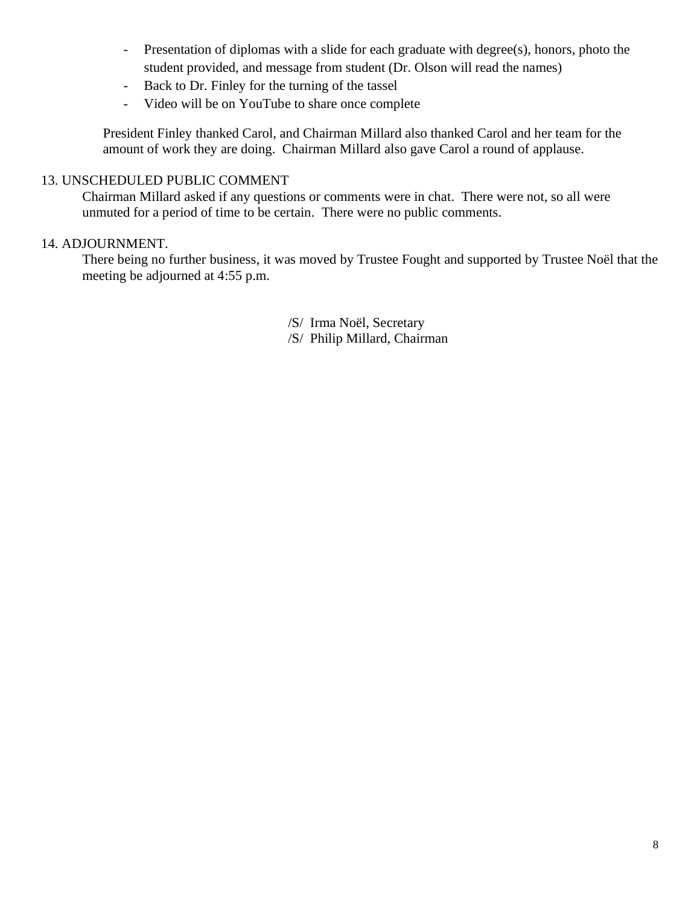- Presentation of diplomas with a slide for each graduate with degree(s), honors, photo the student provided, and message from student (Dr. Olson will read the names)
- Back to Dr. Finley for the turning of the tassel
- Video will be on YouTube to share once complete

President Finley thanked Carol, and Chairman Millard also thanked Carol and her team for the amount of work they are doing. Chairman Millard also gave Carol a round of applause.

13. UNSCHEDULED PUBLIC COMMENT

Chairman Millard asked if any questions or comments were in chat. There were not, so all were unmuted for a period of time to be certain. There were no public comments.

14. ADJOURNMENT.

There being no further business, it was moved by Trustee Fought and supported by Trustee Noël that the meeting be adjourned at 4:55 p.m.

/S/ Irma Noël, Secretary
/S/ Philip Millard, Chairman